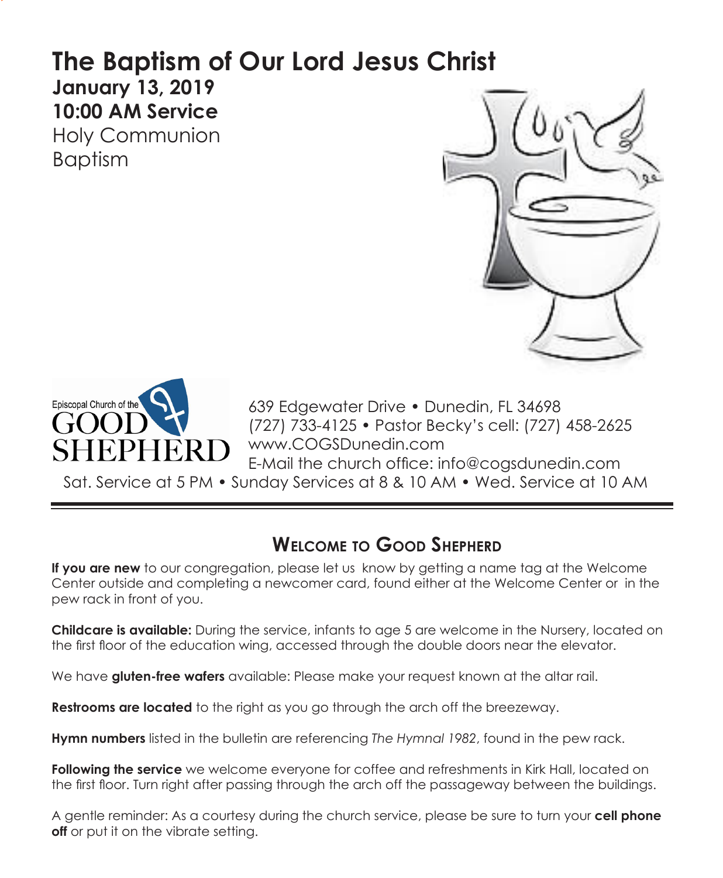# The Baptism of Our Lord Jesus Christ

**January 13, 2019**
**10:00 AM Service**
Holy Communion
Baptism

Episcopal Church of the GOOD SHEPHERD

639 Edgewater Drive • Dunedin, FL 34698
(727) 733-4125 • Pastor Becky's cell: (727) 458-2625
www.COGSDunedin.com
E-Mail the church office: info@cogsdunedin.com
Sat. Service at 5 PM • Sunday Services at 8 & 10 AM • Wed. Service at 10 AM

## Welcome to Good Shepherd

**If you are new** to our congregation, please let us know by getting a name tag at the Welcome Center outside and completing a newcomer card, found either at the Welcome Center or in the pew rack in front of you.

**Childcare is available:** During the service, infants to age 5 are welcome in the Nursery, located on the first floor of the education wing, accessed through the double doors near the elevator.

We have **gluten-free wafers** available: Please make your request known at the altar rail.

**Restrooms are located** to the right as you go through the arch off the breezeway.

**Hymn numbers** listed in the bulletin are referencing *The Hymnal 1982*, found in the pew rack.

**Following the service** we welcome everyone for coffee and refreshments in Kirk Hall, located on the first floor. Turn right after passing through the arch off the passageway between the buildings.

A gentle reminder: As a courtesy during the church service, please be sure to turn your **cell phone off** or put it on the vibrate setting.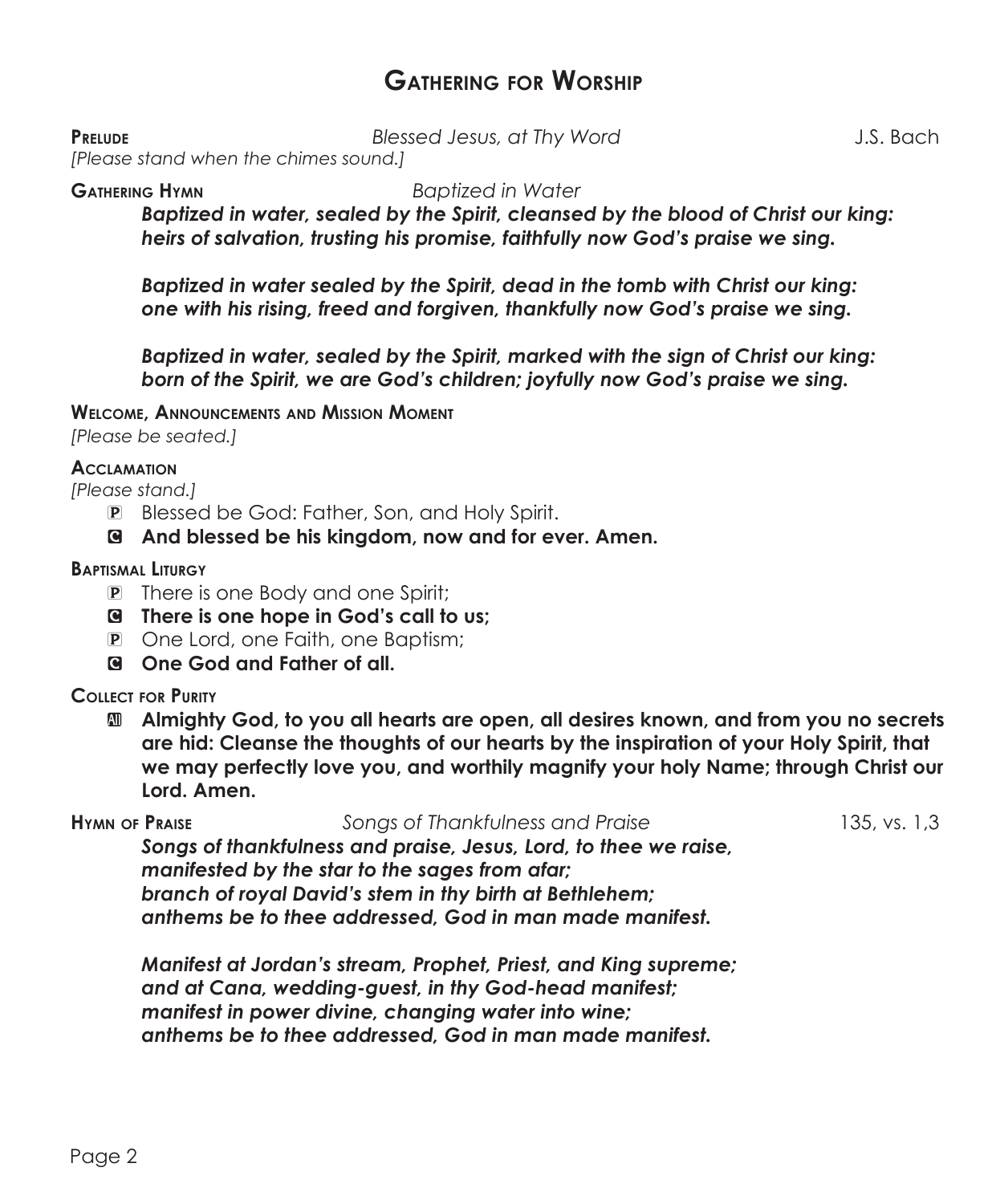# Gathering for Worship

**Prelude** *Blessed Jesus, at Thy Word* J.S. Bach

*[Please stand when the chimes sound.]*

**Gathering Hymn** *Baptized in Water*

***Baptized in water, sealed by the Spirit, cleansed by the blood of Christ our king: heirs of salvation, trusting his promise, faithfully now God's praise we sing.***

***Baptized in water sealed by the Spirit, dead in the tomb with Christ our king: one with his rising, freed and forgiven, thankfully now God's praise we sing.***

***Baptized in water, sealed by the Spirit, marked with the sign of Christ our king: born of the Spirit, we are God's children; joyfully now God's praise we sing.***

**Welcome, Announcements and Mission Moment**

*[Please be seated.]*

**Acclamation**

*[Please stand.]*

P Blessed be God: Father, Son, and Holy Spirit.

C **And blessed be his kingdom, now and for ever. Amen.**

**Baptismal Liturgy**

P There is one Body and one Spirit;

C **There is one hope in God's call to us;**

P One Lord, one Faith, one Baptism;

C **One God and Father of all.**

**Collect for Purity**

All **Almighty God, to you all hearts are open, all desires known, and from you no secrets are hid: Cleanse the thoughts of our hearts by the inspiration of your Holy Spirit, that we may perfectly love you, and worthily magnify your holy Name; through Christ our Lord. Amen.**

**Hymn of Praise** *Songs of Thankfulness and Praise* 135, vs. 1,3

***Songs of thankfulness and praise, Jesus, Lord, to thee we raise,***
***manifested by the star to the sages from afar;***
***branch of royal David's stem in thy birth at Bethlehem;***
***anthems be to thee addressed, God in man made manifest.***

***Manifest at Jordan's stream, Prophet, Priest, and King supreme;***
***and at Cana, wedding-guest, in thy God-head manifest;***
***manifest in power divine, changing water into wine;***
***anthems be to thee addressed, God in man made manifest.***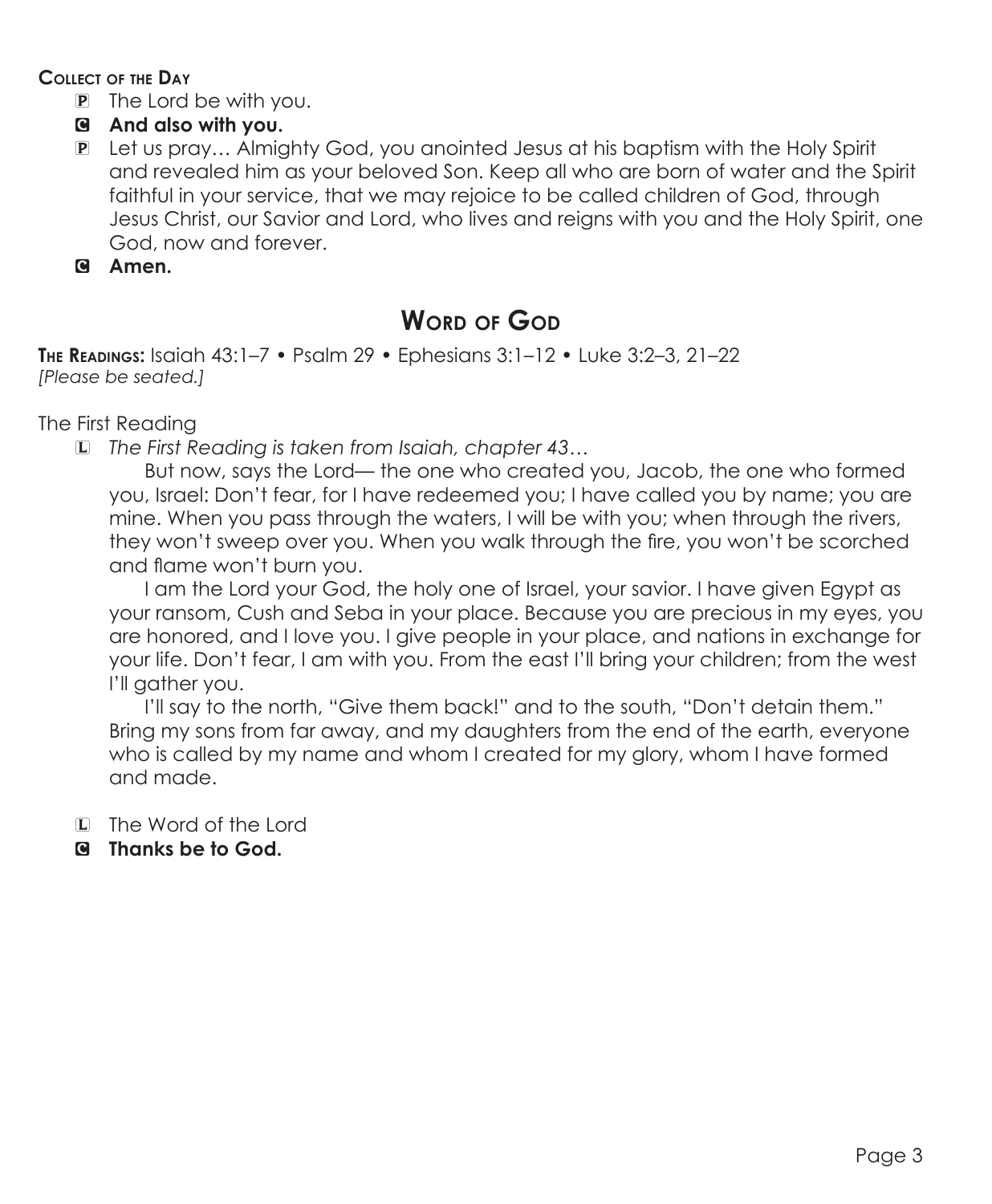**Collect of the Day**

P The Lord be with you.

C **And also with you.**

P Let us pray… Almighty God, you anointed Jesus at his baptism with the Holy Spirit and revealed him as your beloved Son. Keep all who are born of water and the Spirit faithful in your service, that we may rejoice to be called children of God, through Jesus Christ, our Savior and Lord, who lives and reigns with you and the Holy Spirit, one God, now and forever.

C **Amen.**

## Word of God

**The Readings:** Isaiah 43:1–7 • Psalm 29 • Ephesians 3:1–12 • Luke 3:2–3, 21–22
*[Please be seated.]*

The First Reading

L *The First Reading is taken from Isaiah, chapter 43…*

But now, says the Lord— the one who created you, Jacob, the one who formed you, Israel: Don't fear, for I have redeemed you; I have called you by name; you are mine. When you pass through the waters, I will be with you; when through the rivers, they won't sweep over you. When you walk through the fire, you won't be scorched and flame won't burn you.

I am the Lord your God, the holy one of Israel, your savior. I have given Egypt as your ransom, Cush and Seba in your place. Because you are precious in my eyes, you are honored, and I love you. I give people in your place, and nations in exchange for your life. Don't fear, I am with you. From the east I'll bring your children; from the west I'll gather you.

I'll say to the north, "Give them back!" and to the south, "Don't detain them." Bring my sons from far away, and my daughters from the end of the earth, everyone who is called by my name and whom I created for my glory, whom I have formed and made.

L The Word of the Lord

C **Thanks be to God.**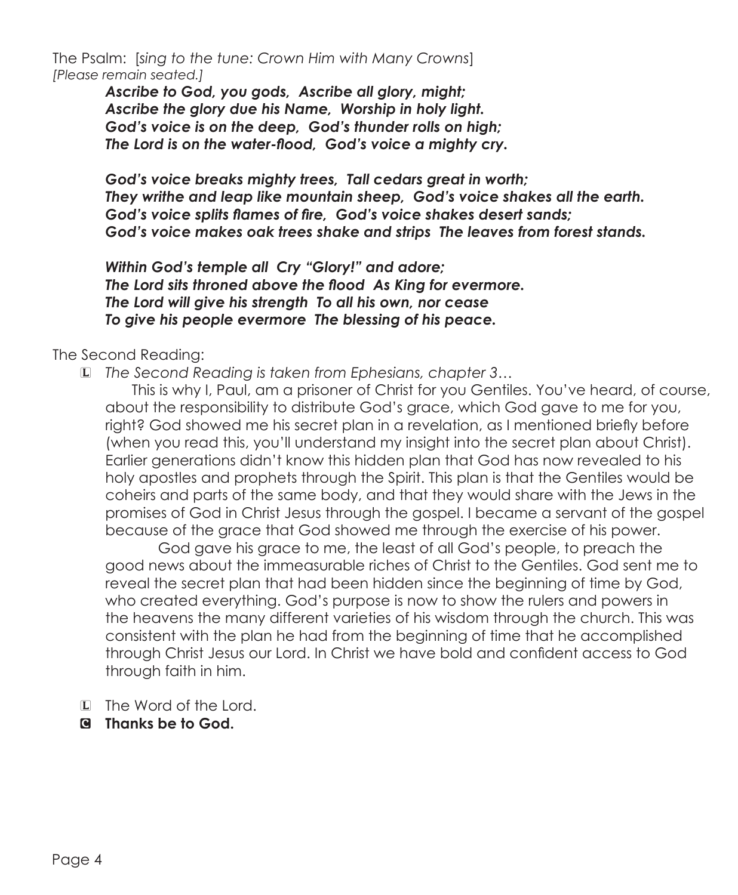The Psalm: [*sing to the tune: Crown Him with Many Crowns*]
*[Please remain seated.]*

***Ascribe to God, you gods,  Ascribe all glory, might;***
***Ascribe the glory due his Name,  Worship in holy light.***
***God's voice is on the deep,  God's thunder rolls on high;***
***The Lord is on the water-flood,  God's voice a mighty cry.***

***God's voice breaks mighty trees,  Tall cedars great in worth;***
***They writhe and leap like mountain sheep,  God's voice shakes all the earth.***
***God's voice splits flames of fire,  God's voice shakes desert sands;***
***God's voice makes oak trees shake and strips  The leaves from forest stands.***

***Within God's temple all  Cry "Glory!" and adore;***
***The Lord sits throned above the flood  As King for evermore.***
***The Lord will give his strength  To all his own, nor cease***
***To give his people evermore  The blessing of his peace.***

The Second Reading:

L *The Second Reading is taken from Ephesians, chapter 3…*

This is why I, Paul, am a prisoner of Christ for you Gentiles. You've heard, of course, about the responsibility to distribute God's grace, which God gave to me for you, right? God showed me his secret plan in a revelation, as I mentioned briefly before (when you read this, you'll understand my insight into the secret plan about Christ). Earlier generations didn't know this hidden plan that God has now revealed to his holy apostles and prophets through the Spirit. This plan is that the Gentiles would be coheirs and parts of the same body, and that they would share with the Jews in the promises of God in Christ Jesus through the gospel. I became a servant of the gospel because of the grace that God showed me through the exercise of his power.

God gave his grace to me, the least of all God's people, to preach the good news about the immeasurable riches of Christ to the Gentiles. God sent me to reveal the secret plan that had been hidden since the beginning of time by God, who created everything. God's purpose is now to show the rulers and powers in the heavens the many different varieties of his wisdom through the church. This was consistent with the plan he had from the beginning of time that he accomplished through Christ Jesus our Lord. In Christ we have bold and confident access to God through faith in him.

L The Word of the Lord.

**C Thanks be to God.**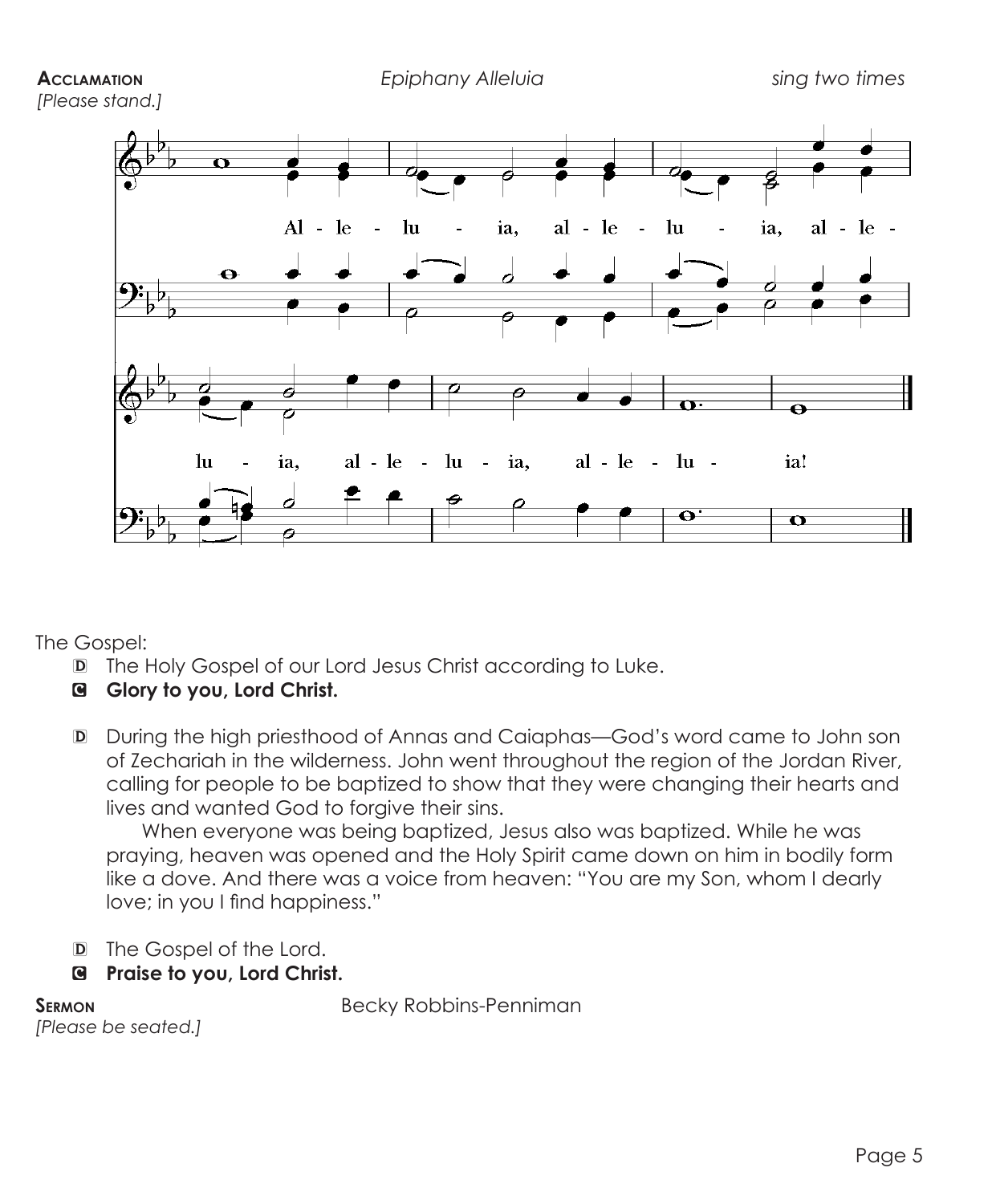**Acclamation** *Epiphany Alleluia* *sing two times*

*[Please stand.]*

Al - le - lu - ia, al - le - lu - ia, al - le - lu - ia, al - le - lu - ia, al - le - lu - ia!

The Gospel:

D The Holy Gospel of our Lord Jesus Christ according to Luke.

C **Glory to you, Lord Christ.**

D During the high priesthood of Annas and Caiaphas—God's word came to John son of Zechariah in the wilderness. John went throughout the region of the Jordan River, calling for people to be baptized to show that they were changing their hearts and lives and wanted God to forgive their sins.

When everyone was being baptized, Jesus also was baptized. While he was praying, heaven was opened and the Holy Spirit came down on him in bodily form like a dove. And there was a voice from heaven: "You are my Son, whom I dearly love; in you I find happiness."

D The Gospel of the Lord.

C **Praise to you, Lord Christ.**

**Sermon** Becky Robbins-Penniman

*[Please be seated.]*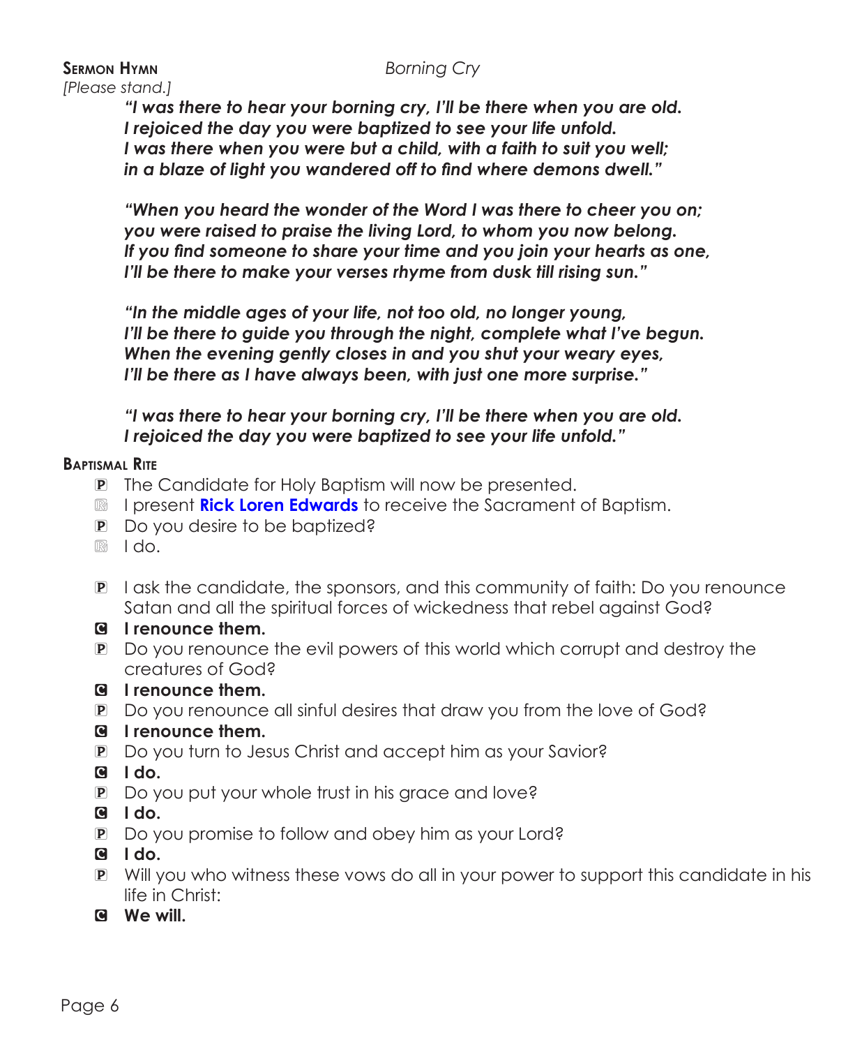**Sermon Hymn** *Borning Cry*

*[Please stand.]*

***"I was there to hear your borning cry, I'll be there when you are old.***
***I rejoiced the day you were baptized to see your life unfold.***
***I was there when you were but a child, with a faith to suit you well;***
***in a blaze of light you wandered off to find where demons dwell."***

***"When you heard the wonder of the Word I was there to cheer you on;***
***you were raised to praise the living Lord, to whom you now belong.***
***If you find someone to share your time and you join your hearts as one,***
***I'll be there to make your verses rhyme from dusk till rising sun."***

***"In the middle ages of your life, not too old, no longer young,***
***I'll be there to guide you through the night, complete what I've begun.***
***When the evening gently closes in and you shut your weary eyes,***
***I'll be there as I have always been, with just one more surprise."***

***"I was there to hear your borning cry, I'll be there when you are old.***
***I rejoiced the day you were baptized to see your life unfold."***

**Baptismal Rite**

P The Candidate for Holy Baptism will now be presented.

R I present **Rick Loren Edwards** to receive the Sacrament of Baptism.

P Do you desire to be baptized?

R I do.

P I ask the candidate, the sponsors, and this community of faith: Do you renounce Satan and all the spiritual forces of wickedness that rebel against God?

C **I renounce them.**

P Do you renounce the evil powers of this world which corrupt and destroy the creatures of God?

C **I renounce them.**

P Do you renounce all sinful desires that draw you from the love of God?

C **I renounce them.**

P Do you turn to Jesus Christ and accept him as your Savior?

C **I do.**

P Do you put your whole trust in his grace and love?

C **I do.**

P Do you promise to follow and obey him as your Lord?

C **I do.**

P Will you who witness these vows do all in your power to support this candidate in his life in Christ:

C **We will.**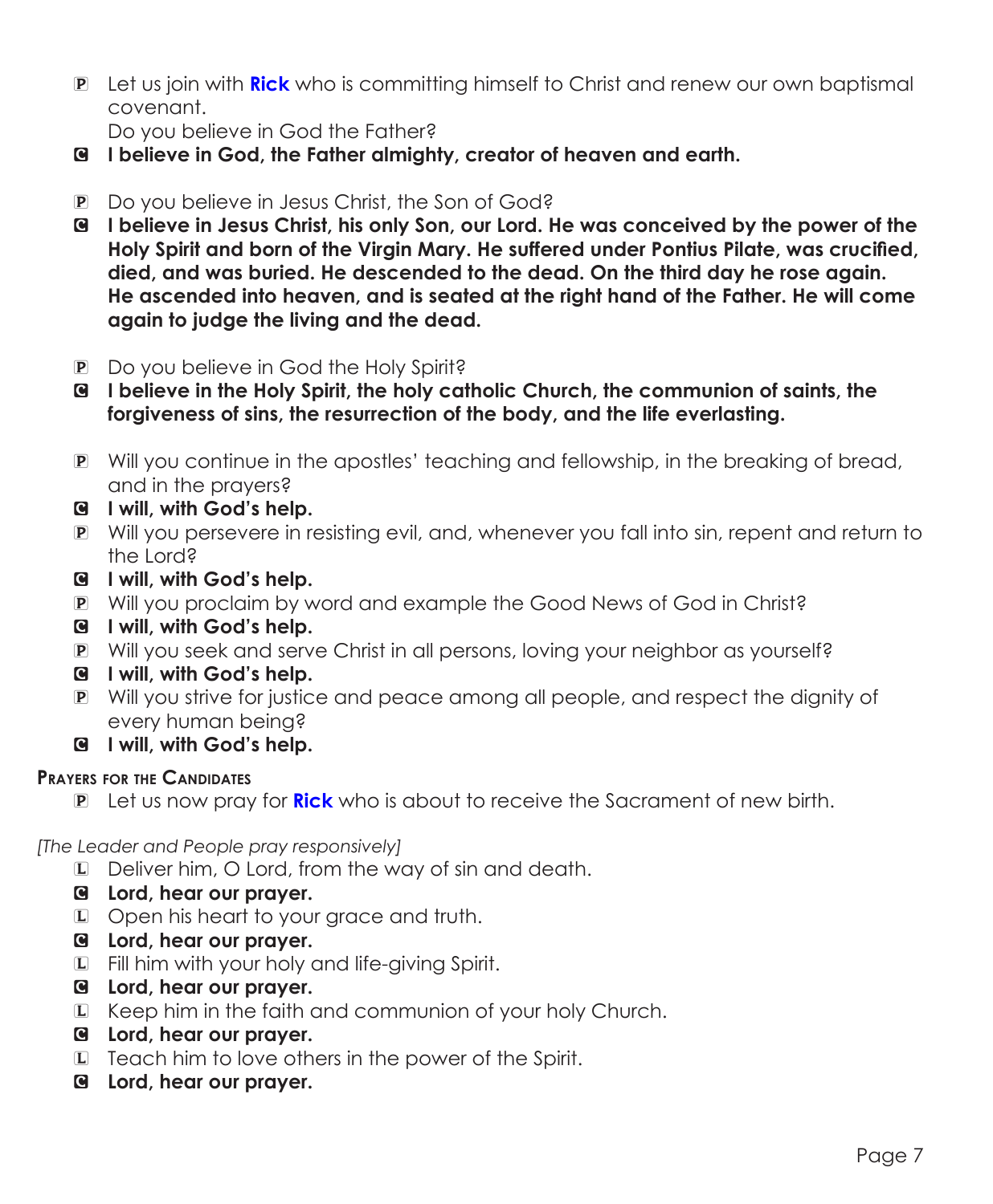P Let us join with **Rick** who is committing himself to Christ and renew our own baptismal covenant.
Do you believe in God the Father?

C **I believe in God, the Father almighty, creator of heaven and earth.**

P Do you believe in Jesus Christ, the Son of God?

C **I believe in Jesus Christ, his only Son, our Lord. He was conceived by the power of the Holy Spirit and born of the Virgin Mary. He suffered under Pontius Pilate, was crucified, died, and was buried. He descended to the dead. On the third day he rose again. He ascended into heaven, and is seated at the right hand of the Father. He will come again to judge the living and the dead.**

P Do you believe in God the Holy Spirit?

C **I believe in the Holy Spirit, the holy catholic Church, the communion of saints, the forgiveness of sins, the resurrection of the body, and the life everlasting.**

P Will you continue in the apostles' teaching and fellowship, in the breaking of bread, and in the prayers?

C **I will, with God's help.**

P Will you persevere in resisting evil, and, whenever you fall into sin, repent and return to the Lord?

C **I will, with God's help.**

P Will you proclaim by word and example the Good News of God in Christ?

C **I will, with God's help.**

P Will you seek and serve Christ in all persons, loving your neighbor as yourself?

C **I will, with God's help.**

P Will you strive for justice and peace among all people, and respect the dignity of every human being?

C **I will, with God's help.**

### Prayers for the Candidates

P Let us now pray for **Rick** who is about to receive the Sacrament of new birth.

*[The Leader and People pray responsively]*

L Deliver him, O Lord, from the way of sin and death.

C **Lord, hear our prayer.**

L Open his heart to your grace and truth.

C **Lord, hear our prayer.**

L Fill him with your holy and life-giving Spirit.

C **Lord, hear our prayer.**

L Keep him in the faith and communion of your holy Church.

C **Lord, hear our prayer.**

L Teach him to love others in the power of the Spirit.

C **Lord, hear our prayer.**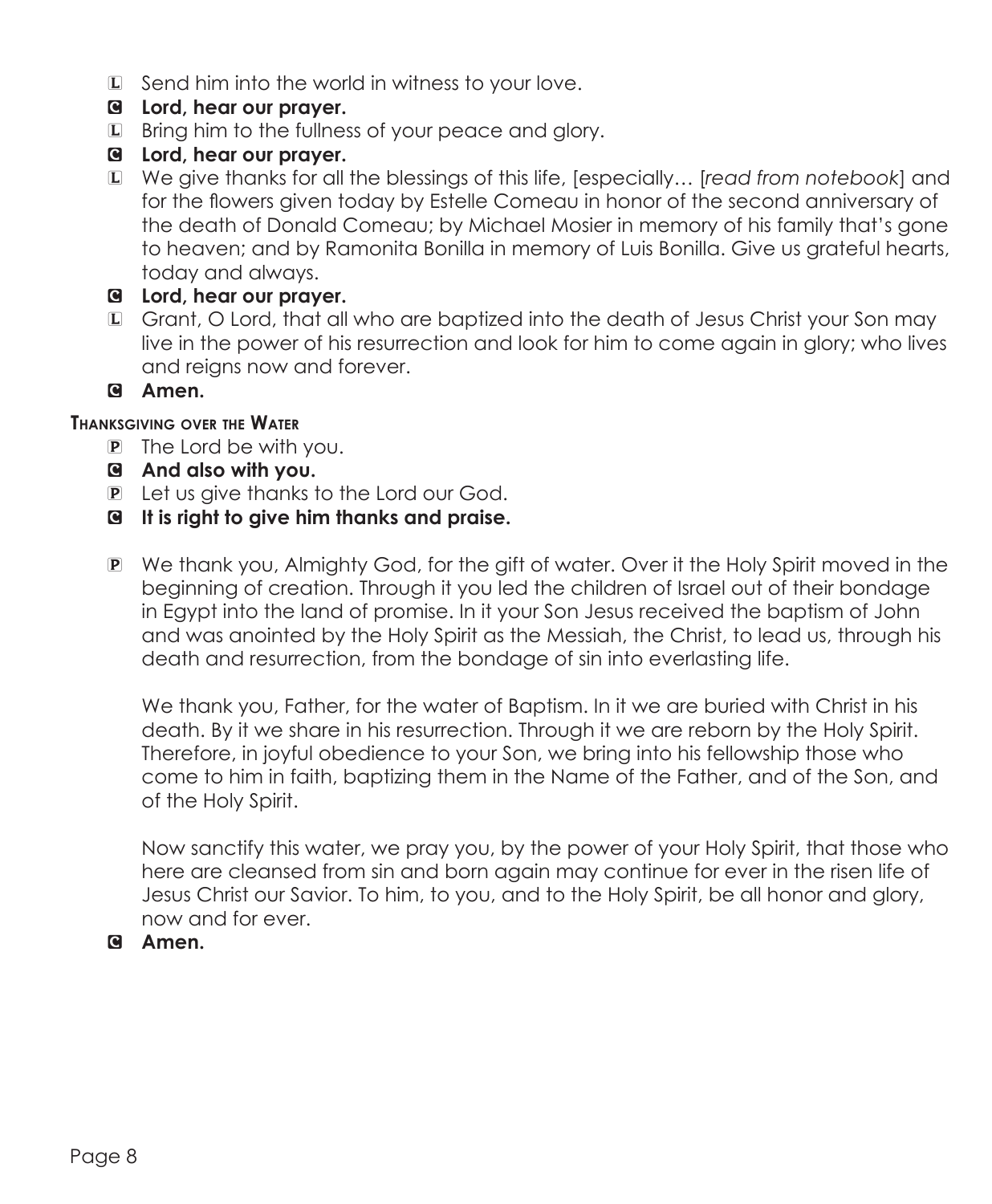L Send him into the world in witness to your love.

**C Lord, hear our prayer.**

L Bring him to the fullness of your peace and glory.

**C Lord, hear our prayer.**

L We give thanks for all the blessings of this life, [especially… [*read from notebook*] and for the flowers given today by Estelle Comeau in honor of the second anniversary of the death of Donald Comeau; by Michael Mosier in memory of his family that's gone to heaven; and by Ramonita Bonilla in memory of Luis Bonilla. Give us grateful hearts, today and always.

**C Lord, hear our prayer.**

L Grant, O Lord, that all who are baptized into the death of Jesus Christ your Son may live in the power of his resurrection and look for him to come again in glory; who lives and reigns now and forever.

**C Amen.**

### Thanksgiving over the Water

P The Lord be with you.

**C And also with you.**

P Let us give thanks to the Lord our God.

**C It is right to give him thanks and praise.**

P We thank you, Almighty God, for the gift of water. Over it the Holy Spirit moved in the beginning of creation. Through it you led the children of Israel out of their bondage in Egypt into the land of promise. In it your Son Jesus received the baptism of John and was anointed by the Holy Spirit as the Messiah, the Christ, to lead us, through his death and resurrection, from the bondage of sin into everlasting life.

We thank you, Father, for the water of Baptism. In it we are buried with Christ in his death. By it we share in his resurrection. Through it we are reborn by the Holy Spirit. Therefore, in joyful obedience to your Son, we bring into his fellowship those who come to him in faith, baptizing them in the Name of the Father, and of the Son, and of the Holy Spirit.

Now sanctify this water, we pray you, by the power of your Holy Spirit, that those who here are cleansed from sin and born again may continue for ever in the risen life of Jesus Christ our Savior. To him, to you, and to the Holy Spirit, be all honor and glory, now and for ever.

**C Amen.**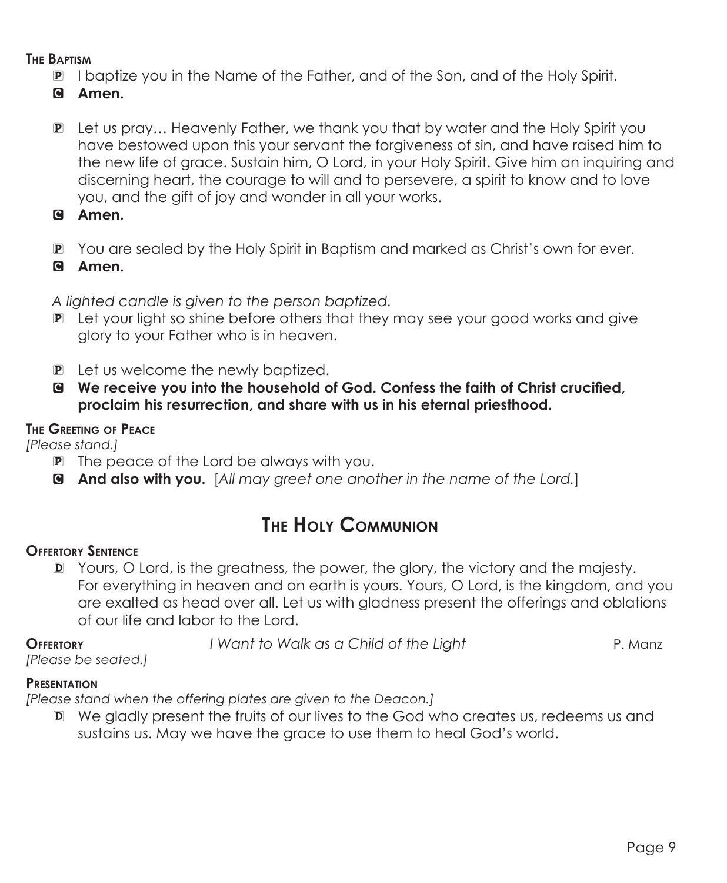#### The Baptism

P I baptize you in the Name of the Father, and of the Son, and of the Holy Spirit.

C **Amen.**

P Let us pray… Heavenly Father, we thank you that by water and the Holy Spirit you have bestowed upon this your servant the forgiveness of sin, and have raised him to the new life of grace. Sustain him, O Lord, in your Holy Spirit. Give him an inquiring and discerning heart, the courage to will and to persevere, a spirit to know and to love you, and the gift of joy and wonder in all your works.

C **Amen.**

P You are sealed by the Holy Spirit in Baptism and marked as Christ's own for ever.

C **Amen.**

*A lighted candle is given to the person baptized.*

P Let your light so shine before others that they may see your good works and give glory to your Father who is in heaven.

P Let us welcome the newly baptized.

C **We receive you into the household of God. Confess the faith of Christ crucified, proclaim his resurrection, and share with us in his eternal priesthood.**

#### The Greeting of Peace

*[Please stand.]*

P The peace of the Lord be always with you.

C **And also with you.** [*All may greet one another in the name of the Lord.*]

## The Holy Communion

#### Offertory Sentence

D Yours, O Lord, is the greatness, the power, the glory, the victory and the majesty. For everything in heaven and on earth is yours. Yours, O Lord, is the kingdom, and you are exalted as head over all. Let us with gladness present the offerings and oblations of our life and labor to the Lord.

**Offertory** *I Want to Walk as a Child of the Light* P. Manz

*[Please be seated.]*

#### Presentation

*[Please stand when the offering plates are given to the Deacon.]*

D We gladly present the fruits of our lives to the God who creates us, redeems us and sustains us. May we have the grace to use them to heal God's world.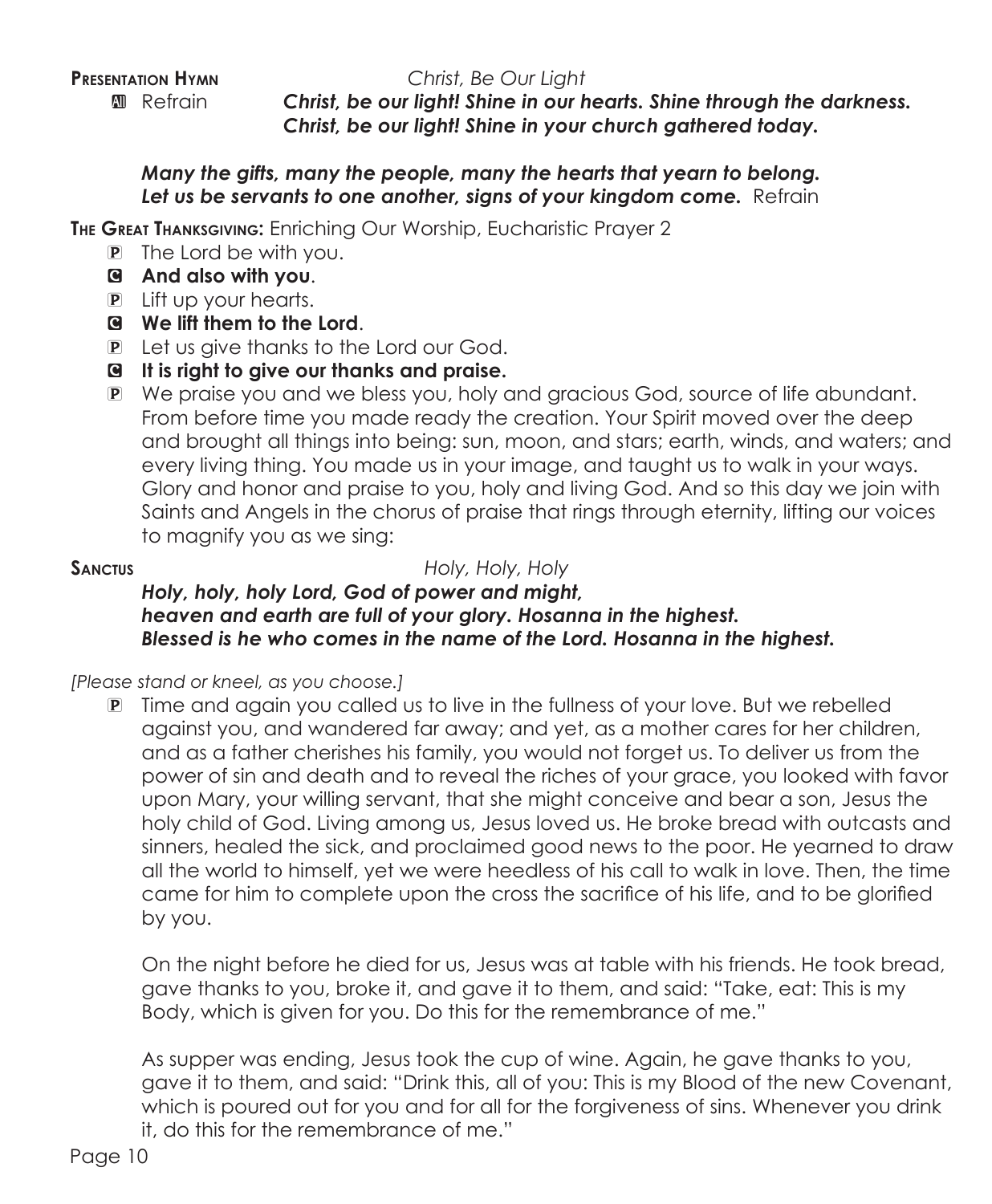**Presentation Hymn** *Christ, Be Our Light*

All Refrain ***Christ, be our light! Shine in our hearts. Shine through the darkness. Christ, be our light! Shine in your church gathered today.***

***Many the gifts, many the people, many the hearts that yearn to belong. Let us be servants to one another, signs of your kingdom come.*** Refrain

**The Great Thanksgiving:** Enriching Our Worship, Eucharistic Prayer 2

P The Lord be with you.

C **And also with you**.

P Lift up your hearts.

C **We lift them to the Lord**.

P Let us give thanks to the Lord our God.

C **It is right to give our thanks and praise.**

P We praise you and we bless you, holy and gracious God, source of life abundant. From before time you made ready the creation. Your Spirit moved over the deep and brought all things into being: sun, moon, and stars; earth, winds, and waters; and every living thing. You made us in your image, and taught us to walk in your ways. Glory and honor and praise to you, holy and living God. And so this day we join with Saints and Angels in the chorus of praise that rings through eternity, lifting our voices to magnify you as we sing:

**Sanctus** *Holy, Holy, Holy*

***Holy, holy, holy Lord, God of power and might, heaven and earth are full of your glory. Hosanna in the highest. Blessed is he who comes in the name of the Lord. Hosanna in the highest.***

*[Please stand or kneel, as you choose.]*

P Time and again you called us to live in the fullness of your love. But we rebelled against you, and wandered far away; and yet, as a mother cares for her children, and as a father cherishes his family, you would not forget us. To deliver us from the power of sin and death and to reveal the riches of your grace, you looked with favor upon Mary, your willing servant, that she might conceive and bear a son, Jesus the holy child of God. Living among us, Jesus loved us. He broke bread with outcasts and sinners, healed the sick, and proclaimed good news to the poor. He yearned to draw all the world to himself, yet we were heedless of his call to walk in love. Then, the time came for him to complete upon the cross the sacrifice of his life, and to be glorified by you.

On the night before he died for us, Jesus was at table with his friends. He took bread, gave thanks to you, broke it, and gave it to them, and said: "Take, eat: This is my Body, which is given for you. Do this for the remembrance of me."

As supper was ending, Jesus took the cup of wine. Again, he gave thanks to you, gave it to them, and said: "Drink this, all of you: This is my Blood of the new Covenant, which is poured out for you and for all for the forgiveness of sins. Whenever you drink it, do this for the remembrance of me."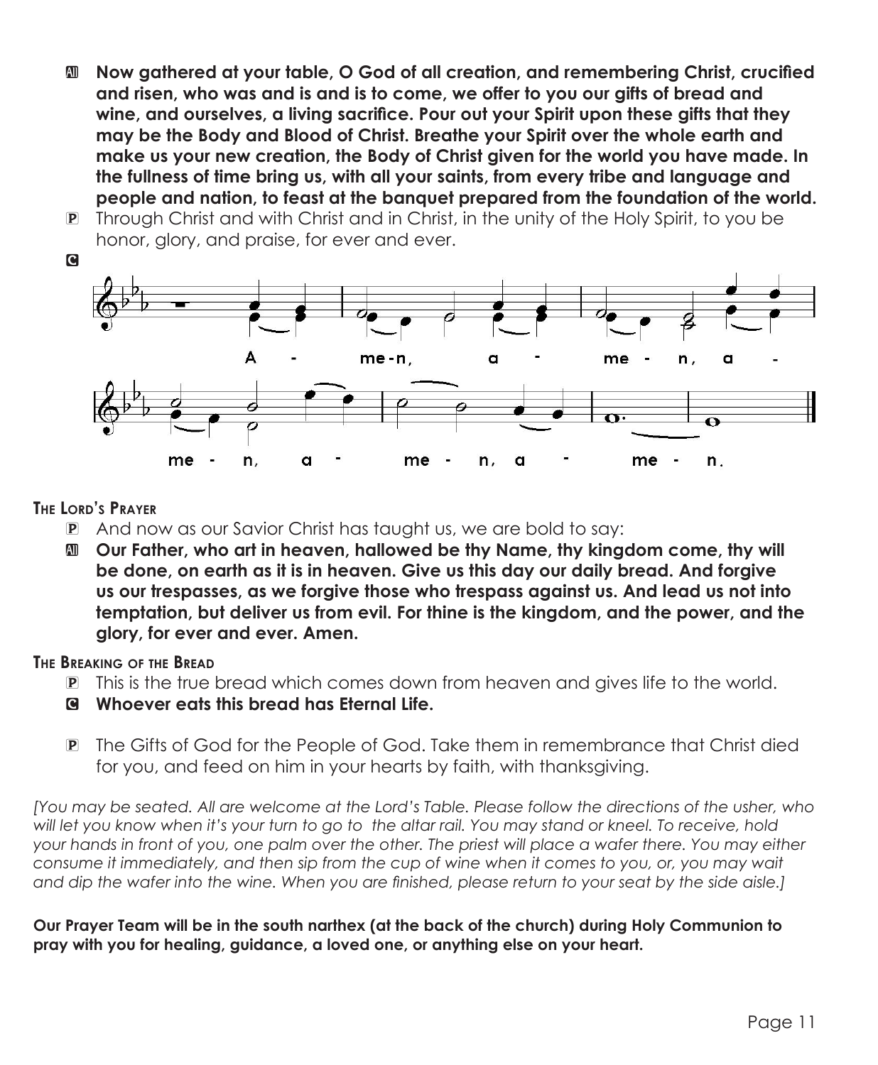**A** **Now gathered at your table, O God of all creation, and remembering Christ, crucified and risen, who was and is and is to come, we offer to you our gifts of bread and wine, and ourselves, a living sacrifice. Pour out your Spirit upon these gifts that they may be the Body and Blood of Christ. Breathe your Spirit over the whole earth and make us your new creation, the Body of Christ given for the world you have made. In the fullness of time bring us, with all your saints, from every tribe and language and people and nation, to feast at the banquet prepared from the foundation of the world.**

**P** Through Christ and with Christ and in Christ, in the unity of the Holy Spirit, to you be honor, glory, and praise, for ever and ever.

**C**

A - me-n, a - me - n, a - me - n, a - me - n, a - me - n.

### The Lord's Prayer

**P** And now as our Savior Christ has taught us, we are bold to say:

**A** **Our Father, who art in heaven, hallowed be thy Name, thy kingdom come, thy will be done, on earth as it is in heaven. Give us this day our daily bread. And forgive us our trespasses, as we forgive those who trespass against us. And lead us not into temptation, but deliver us from evil. For thine is the kingdom, and the power, and the glory, for ever and ever. Amen.**

### The Breaking of the Bread

**P** This is the true bread which comes down from heaven and gives life to the world.

**C** **Whoever eats this bread has Eternal Life.**

**P** The Gifts of God for the People of God. Take them in remembrance that Christ died for you, and feed on him in your hearts by faith, with thanksgiving.

*[You may be seated. All are welcome at the Lord's Table. Please follow the directions of the usher, who will let you know when it's your turn to go to the altar rail. You may stand or kneel. To receive, hold your hands in front of you, one palm over the other. The priest will place a wafer there. You may either consume it immediately, and then sip from the cup of wine when it comes to you, or, you may wait and dip the wafer into the wine. When you are finished, please return to your seat by the side aisle.]*

**Our Prayer Team will be in the south narthex (at the back of the church) during Holy Communion to pray with you for healing, guidance, a loved one, or anything else on your heart.**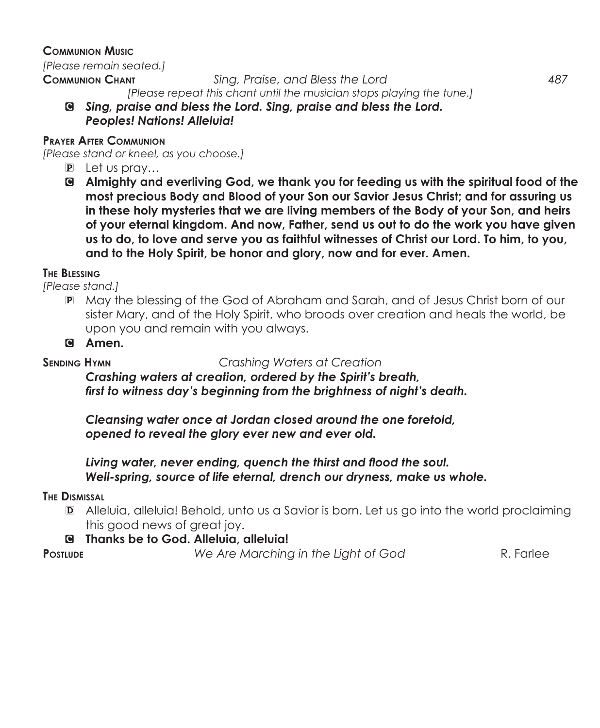**Communion Music**

*[Please remain seated.]*

**Communion Chant** *Sing, Praise, and Bless the Lord* *487*

*[Please repeat this chant until the musician stops playing the tune.]*

C ***Sing, praise and bless the Lord. Sing, praise and bless the Lord. Peoples! Nations! Alleluia!***

**Prayer After Communion**

*[Please stand or kneel, as you choose.]*

P Let us pray…

C **Almighty and everliving God, we thank you for feeding us with the spiritual food of the most precious Body and Blood of your Son our Savior Jesus Christ; and for assuring us in these holy mysteries that we are living members of the Body of your Son, and heirs of your eternal kingdom. And now, Father, send us out to do the work you have given us to do, to love and serve you as faithful witnesses of Christ our Lord. To him, to you, and to the Holy Spirit, be honor and glory, now and for ever. Amen.**

**The Blessing**

*[Please stand.]*

P May the blessing of the God of Abraham and Sarah, and of Jesus Christ born of our sister Mary, and of the Holy Spirit, who broods over creation and heals the world, be upon you and remain with you always.

C **Amen.**

**Sending Hymn** *Crashing Waters at Creation*

***Crashing waters at creation, ordered by the Spirit's breath,***
***first to witness day's beginning from the brightness of night's death.***

***Cleansing water once at Jordan closed around the one foretold,***
***opened to reveal the glory ever new and ever old.***

***Living water, never ending, quench the thirst and flood the soul.***
***Well-spring, source of life eternal, drench our dryness, make us whole.***

**The Dismissal**

D Alleluia, alleluia! Behold, unto us a Savior is born. Let us go into the world proclaiming this good news of great joy.

C **Thanks be to God. Alleluia, alleluia!**

**Postlude** *We Are Marching in the Light of God* R. Farlee